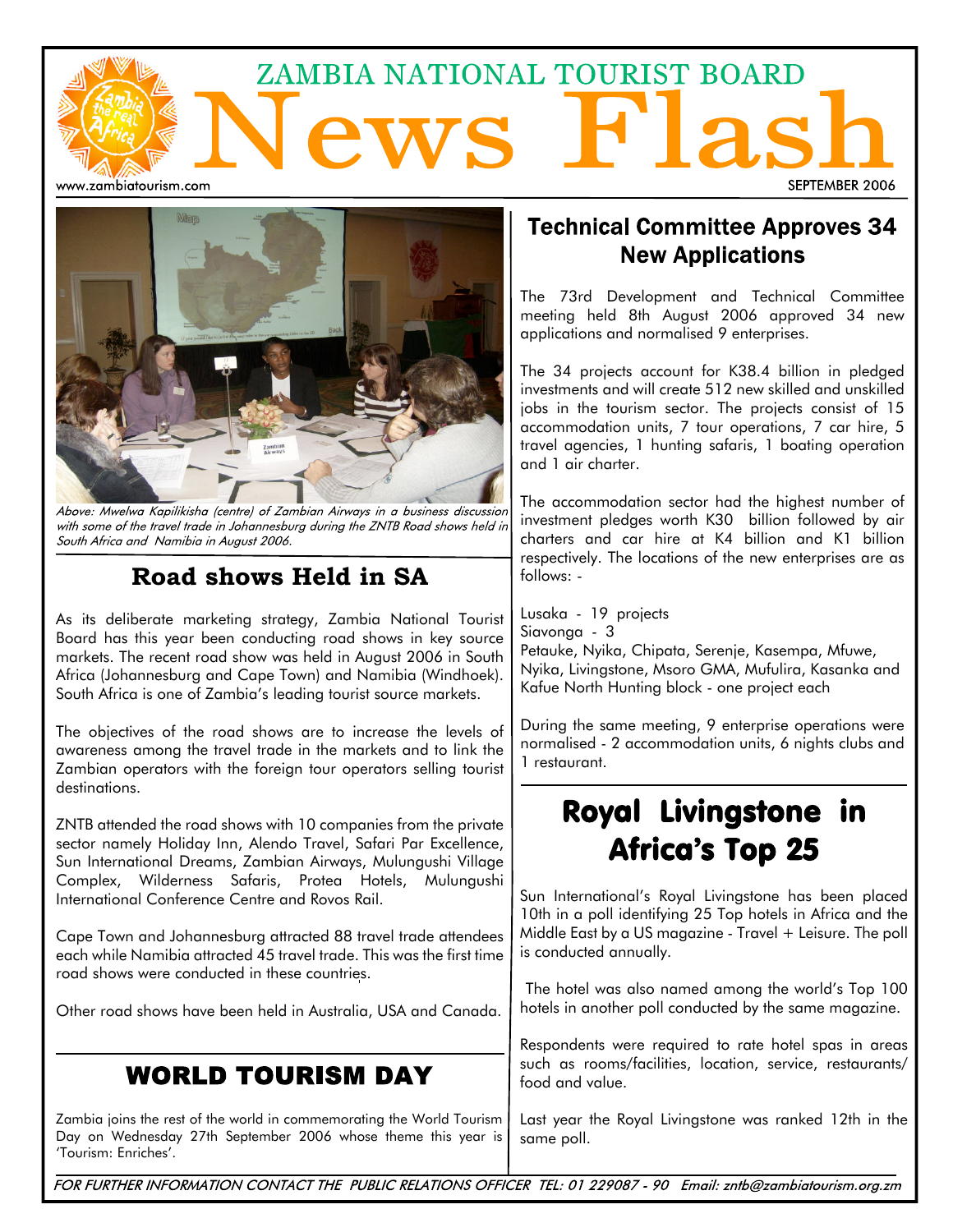# ZAMBIA NATIONAL TOURIST BOARD News Flash

www.zambiatourism.com

SEPTEMBER 2006

*Above: Mwelwa Kapilikisha (centre) of Zambian Airways in a business discussion with some of the travel trade in Johannesburg during the ZNTB Road shows held in South Africa and Namibia in August 2006.*

## Road shows Held in SA

As its deliberate marketing strategy, Zambia National Tourist Board has this year been conducting road shows in key source markets. The recent road show was held in August 2006 in South Africa (Johannesburg and Cape Town) and Namibia (Windhoek). South Africa is one of Zambia's leading tourist source markets.

The objectives of the road shows are to increase the levels of awareness among the travel trade in the markets and to link the Zambian operators with the foreign tour operators selling tourist destinations.

ZNTB attended the road shows with 10 companies from the private sector namely Holiday Inn, Alendo Travel, Safari Par Excellence, Sun International Dreams, Zambian Airways, Mulungushi Village Complex, Wilderness Safaris, Protea Hotels, Mulungushi International Conference Centre and Rovos Rail.

Cape Town and Johannesburg attracted 88 travel trade attendees each while Namibia attracted 45 travel trade. This was the first time road shows were conducted in these countries.

Other road shows have been held in Australia, USA and Canada.

## WORLD TOURISM DAY

Zambia joins the rest of the world in commemorating the World Tourism Day on Wednesday 27th September 2006 whose theme this year is 'Tourism: Enriches'.

## Technical Committee Approves 34 New Applications

The 73rd Development and Technical Committee meeting held 8th August 2006 approved 34 new applications and normalised 9 enterprises.

The 34 projects account for K38.4 billion in pledged investments and will create 512 new skilled and unskilled jobs in the tourism sector. The projects consist of 15 accommodation units, 7 tour operations, 7 car hire, 5 travel agencies, 1 hunting safaris, 1 boating operation and 1 air charter.

The accommodation sector had the highest number of investment pledges worth K30 billion followed by air charters and car hire at K4 billion and K1 billion respectively. The locations of the new enterprises are as follows: -

Lusaka - 19 projects
Siavonga - 3
Petauke, Nyika, Chipata, Serenje, Kasempa, Mfuwe, Nyika, Livingstone, Msoro GMA, Mufulira, Kasanka and Kafue North Hunting block - one project each

During the same meeting, 9 enterprise operations were normalised - 2 accommodation units, 6 nights clubs and 1 restaurant.

## Royal Livingstone in Africa's Top 25

Sun International's Royal Livingstone has been placed 10th in a poll identifying 25 Top hotels in Africa and the Middle East by a US magazine - Travel + Leisure. The poll is conducted annually.

The hotel was also named among the world's Top 100 hotels in another poll conducted by the same magazine.

Respondents were required to rate hotel spas in areas such as rooms/facilities, location, service, restaurants/food and value.

Last year the Royal Livingstone was ranked 12th in the same poll.

*FOR FURTHER INFORMATION CONTACT THE PUBLIC RELATIONS OFFICER TEL: 01 229087 - 90 Email: zntb@zambiatourism.org.zm*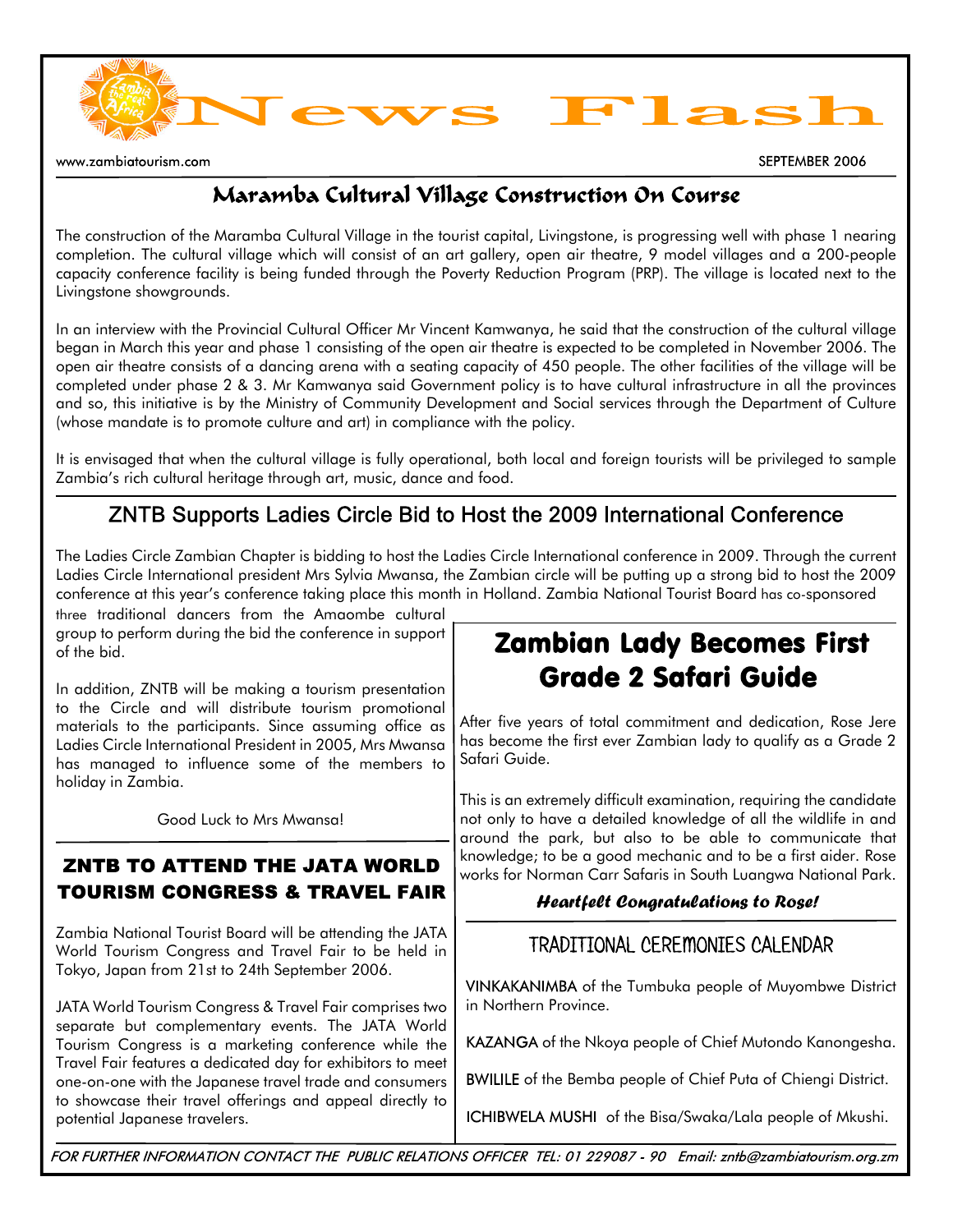# News Flash

www.zambiatourism.com

SEPTEMBER 2006

## Maramba Cultural Village Construction On Course

The construction of the Maramba Cultural Village in the tourist capital, Livingstone, is progressing well with phase 1 nearing completion. The cultural village which will consist of an art gallery, open air theatre, 9 model villages and a 200-people capacity conference facility is being funded through the Poverty Reduction Program (PRP). The village is located next to the Livingstone showgrounds.

In an interview with the Provincial Cultural Officer Mr Vincent Kamwanya, he said that the construction of the cultural village began in March this year and phase 1 consisting of the open air theatre is expected to be completed in November 2006. The open air theatre consists of a dancing arena with a seating capacity of 450 people. The other facilities of the village will be completed under phase 2 & 3. Mr Kamwanya said Government policy is to have cultural infrastructure in all the provinces and so, this initiative is by the Ministry of Community Development and Social services through the Department of Culture (whose mandate is to promote culture and art) in compliance with the policy.

It is envisaged that when the cultural village is fully operational, both local and foreign tourists will be privileged to sample Zambia's rich cultural heritage through art, music, dance and food.

## ZNTB Supports Ladies Circle Bid to Host the 2009 International Conference

The Ladies Circle Zambian Chapter is bidding to host the Ladies Circle International conference in 2009. Through the current Ladies Circle International president Mrs Sylvia Mwansa, the Zambian circle will be putting up a strong bid to host the 2009 conference at this year's conference taking place this month in Holland. Zambia National Tourist Board has co-sponsored three traditional dancers from the Amaombe cultural group to perform during the bid the conference in support of the bid.

In addition, ZNTB will be making a tourism presentation to the Circle and will distribute tourism promotional materials to the participants. Since assuming office as Ladies Circle International President in 2005, Mrs Mwansa has managed to influence some of the members to holiday in Zambia.

Good Luck to Mrs Mwansa!

## ZNTB TO ATTEND THE JATA WORLD TOURISM CONGRESS & TRAVEL FAIR

Zambia National Tourist Board will be attending the JATA World Tourism Congress and Travel Fair to be held in Tokyo, Japan from 21st to 24th September 2006.

JATA World Tourism Congress & Travel Fair comprises two separate but complementary events. The JATA World Tourism Congress is a marketing conference while the Travel Fair features a dedicated day for exhibitors to meet one-on-one with the Japanese travel trade and consumers to showcase their travel offerings and appeal directly to potential Japanese travelers.

## Zambian Lady Becomes First Grade 2 Safari Guide

After five years of total commitment and dedication, Rose Jere has become the first ever Zambian lady to qualify as a Grade 2 Safari Guide.

This is an extremely difficult examination, requiring the candidate not only to have a detailed knowledge of all the wildlife in and around the park, but also to be able to communicate that knowledge; to be a good mechanic and to be a first aider. Rose works for Norman Carr Safaris in South Luangwa National Park.

***Heartfelt Congratulations to Rose!***

## TRADITIONAL CEREMONIES CALENDAR

VINKAKANIMBA of the Tumbuka people of Muyombwe District in Northern Province.

KAZANGA of the Nkoya people of Chief Mutondo Kanongesha.

BWILILE of the Bemba people of Chief Puta of Chiengi District.

ICHIBWELA MUSHI of the Bisa/Swaka/Lala people of Mkushi.

*FOR FURTHER INFORMATION CONTACT THE PUBLIC RELATIONS OFFICER TEL: 01 229087 - 90 Email: zntb@zambiatourism.org.zm*